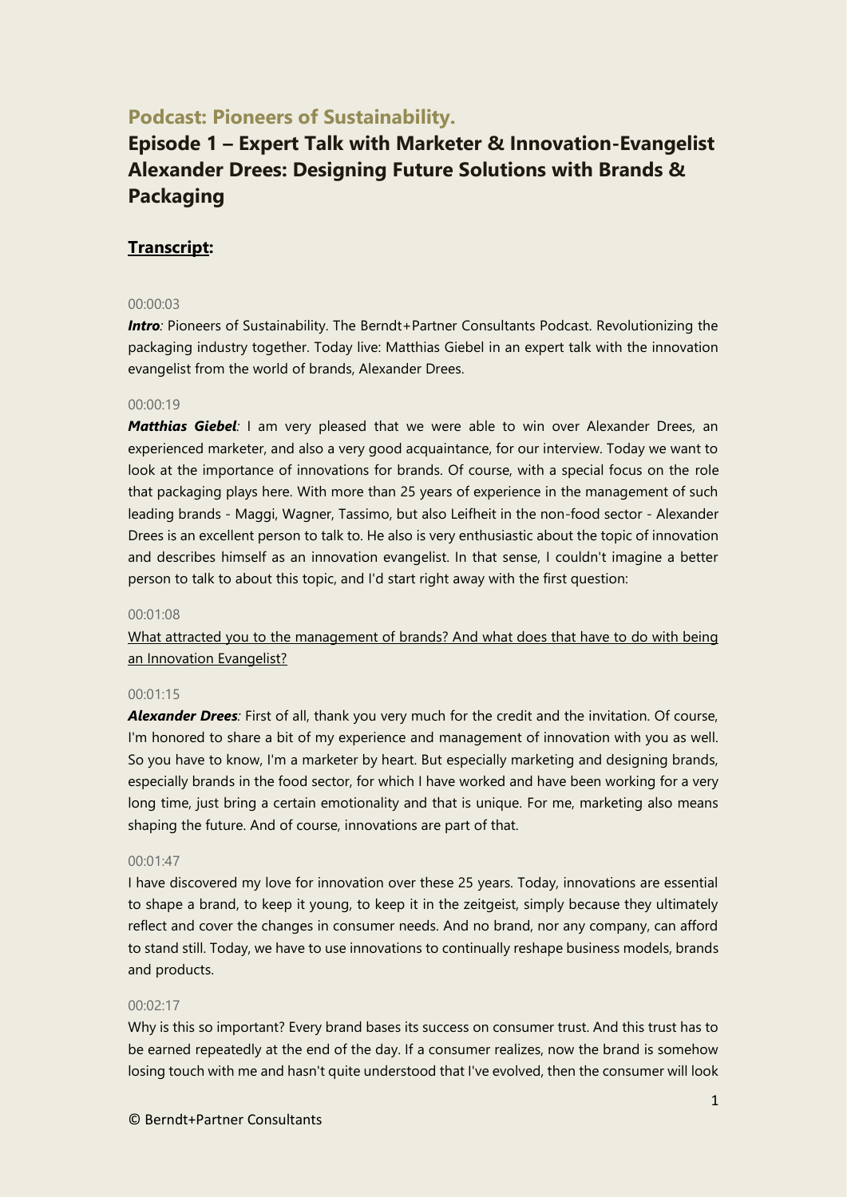## Podcast: Pioneers of Sustainability.

# Episode 1 – Expert Talk with Marketer & Innovation-Evangelist Alexander Drees: Designing Future Solutions with Brands & Packaging

### Transcript:

00:00:03

***Intro**:* Pioneers of Sustainability. The Berndt+Partner Consultants Podcast. Revolutionizing the packaging industry together. Today live: Matthias Giebel in an expert talk with the innovation evangelist from the world of brands, Alexander Drees.

00:00:19

***Matthias Giebel**:* I am very pleased that we were able to win over Alexander Drees, an experienced marketer, and also a very good acquaintance, for our interview. Today we want to look at the importance of innovations for brands. Of course, with a special focus on the role that packaging plays here. With more than 25 years of experience in the management of such leading brands - Maggi, Wagner, Tassimo, but also Leifheit in the non-food sector - Alexander Drees is an excellent person to talk to. He also is very enthusiastic about the topic of innovation and describes himself as an innovation evangelist. In that sense, I couldn't imagine a better person to talk to about this topic, and I'd start right away with the first question:

00:01:08

<u>What attracted you to the management of brands? And what does that have to do with being an Innovation Evangelist?</u>

00:01:15

***Alexander Drees**:* First of all, thank you very much for the credit and the invitation. Of course, I'm honored to share a bit of my experience and management of innovation with you as well. So you have to know, I'm a marketer by heart. But especially marketing and designing brands, especially brands in the food sector, for which I have worked and have been working for a very long time, just bring a certain emotionality and that is unique. For me, marketing also means shaping the future. And of course, innovations are part of that.

00:01:47

I have discovered my love for innovation over these 25 years. Today, innovations are essential to shape a brand, to keep it young, to keep it in the zeitgeist, simply because they ultimately reflect and cover the changes in consumer needs. And no brand, nor any company, can afford to stand still. Today, we have to use innovations to continually reshape business models, brands and products.

00:02:17

Why is this so important? Every brand bases its success on consumer trust. And this trust has to be earned repeatedly at the end of the day. If a consumer realizes, now the brand is somehow losing touch with me and hasn't quite understood that I've evolved, then the consumer will look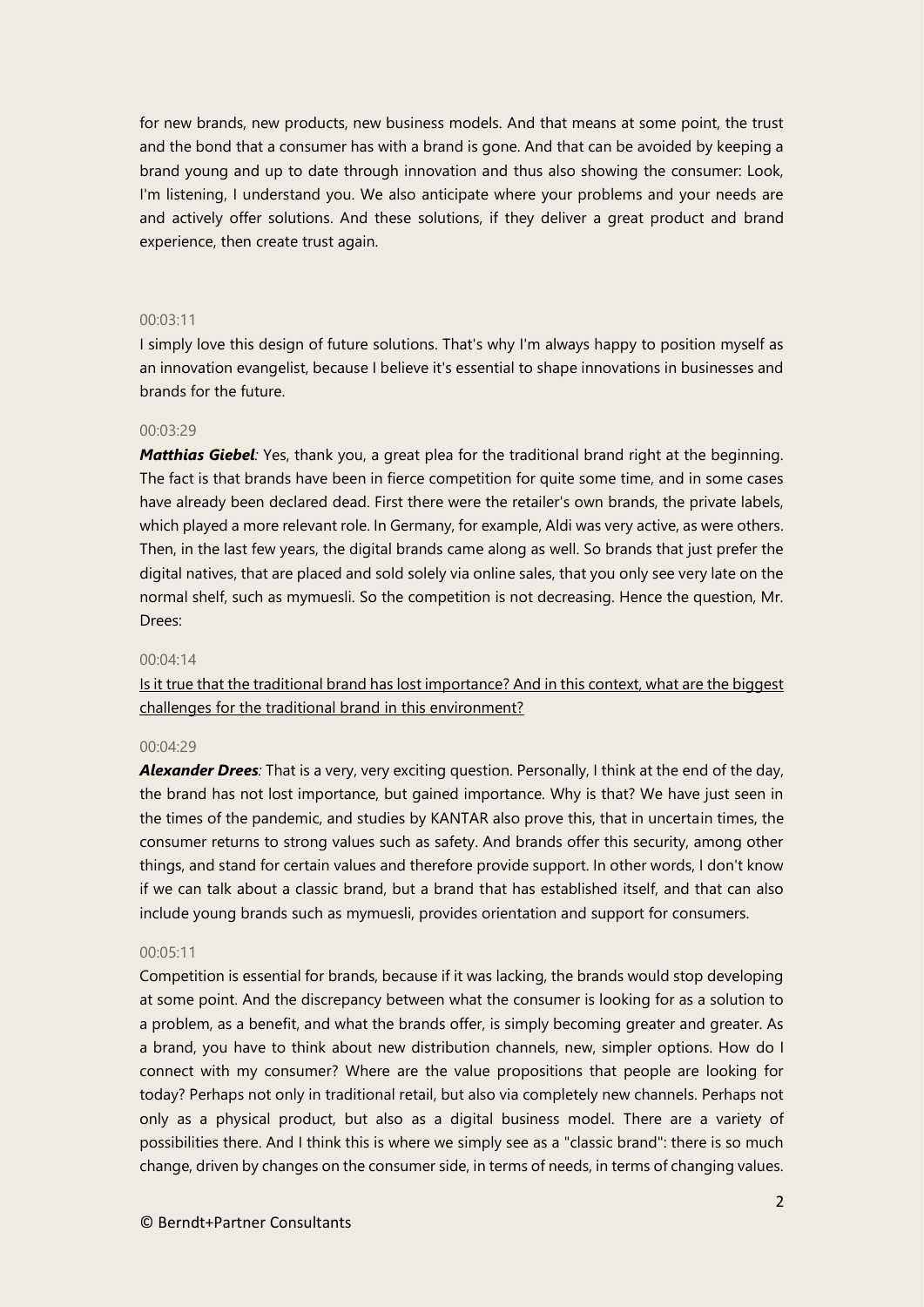for new brands, new products, new business models. And that means at some point, the trust and the bond that a consumer has with a brand is gone. And that can be avoided by keeping a brand young and up to date through innovation and thus also showing the consumer: Look, I'm listening, I understand you. We also anticipate where your problems and your needs are and actively offer solutions. And these solutions, if they deliver a great product and brand experience, then create trust again.

00:03:11

I simply love this design of future solutions. That's why I'm always happy to position myself as an innovation evangelist, because I believe it's essential to shape innovations in businesses and brands for the future.

00:03:29

***Matthias Giebel**:* Yes, thank you, a great plea for the traditional brand right at the beginning. The fact is that brands have been in fierce competition for quite some time, and in some cases have already been declared dead. First there were the retailer's own brands, the private labels, which played a more relevant role. In Germany, for example, Aldi was very active, as were others. Then, in the last few years, the digital brands came along as well. So brands that just prefer the digital natives, that are placed and sold solely via online sales, that you only see very late on the normal shelf, such as mymuesli. So the competition is not decreasing. Hence the question, Mr. Drees:

00:04:14

<u>Is it true that the traditional brand has lost importance? And in this context, what are the biggest challenges for the traditional brand in this environment?</u>

00:04:29

***Alexander Drees**:* That is a very, very exciting question. Personally, I think at the end of the day, the brand has not lost importance, but gained importance. Why is that? We have just seen in the times of the pandemic, and studies by KANTAR also prove this, that in uncertain times, the consumer returns to strong values such as safety. And brands offer this security, among other things, and stand for certain values and therefore provide support. In other words, I don't know if we can talk about a classic brand, but a brand that has established itself, and that can also include young brands such as mymuesli, provides orientation and support for consumers.

00:05:11

Competition is essential for brands, because if it was lacking, the brands would stop developing at some point. And the discrepancy between what the consumer is looking for as a solution to a problem, as a benefit, and what the brands offer, is simply becoming greater and greater. As a brand, you have to think about new distribution channels, new, simpler options. How do I connect with my consumer? Where are the value propositions that people are looking for today? Perhaps not only in traditional retail, but also via completely new channels. Perhaps not only as a physical product, but also as a digital business model. There are a variety of possibilities there. And I think this is where we simply see as a "classic brand": there is so much change, driven by changes on the consumer side, in terms of needs, in terms of changing values.

© Berndt+Partner Consultants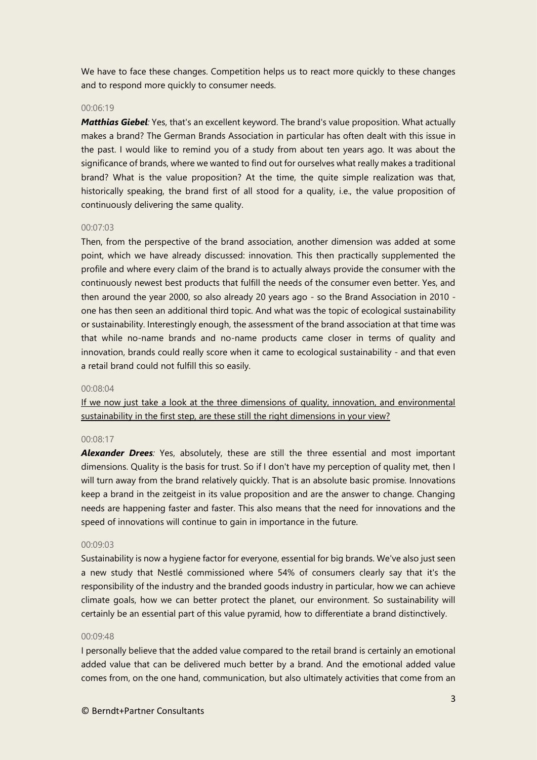We have to face these changes. Competition helps us to react more quickly to these changes and to respond more quickly to consumer needs.

00:06:19

***Matthias Giebel**:* Yes, that's an excellent keyword. The brand's value proposition. What actually makes a brand? The German Brands Association in particular has often dealt with this issue in the past. I would like to remind you of a study from about ten years ago. It was about the significance of brands, where we wanted to find out for ourselves what really makes a traditional brand? What is the value proposition? At the time, the quite simple realization was that, historically speaking, the brand first of all stood for a quality, i.e., the value proposition of continuously delivering the same quality.

00:07:03

Then, from the perspective of the brand association, another dimension was added at some point, which we have already discussed: innovation. This then practically supplemented the profile and where every claim of the brand is to actually always provide the consumer with the continuously newest best products that fulfill the needs of the consumer even better. Yes, and then around the year 2000, so also already 20 years ago - so the Brand Association in 2010 - one has then seen an additional third topic. And what was the topic of ecological sustainability or sustainability. Interestingly enough, the assessment of the brand association at that time was that while no-name brands and no-name products came closer in terms of quality and innovation, brands could really score when it came to ecological sustainability - and that even a retail brand could not fulfill this so easily.

00:08:04

<u>If we now just take a look at the three dimensions of quality, innovation, and environmental sustainability in the first step, are these still the right dimensions in your view?</u>

00:08:17

***Alexander Drees**:* Yes, absolutely, these are still the three essential and most important dimensions. Quality is the basis for trust. So if I don't have my perception of quality met, then I will turn away from the brand relatively quickly. That is an absolute basic promise. Innovations keep a brand in the zeitgeist in its value proposition and are the answer to change. Changing needs are happening faster and faster. This also means that the need for innovations and the speed of innovations will continue to gain in importance in the future.

00:09:03

Sustainability is now a hygiene factor for everyone, essential for big brands. We've also just seen a new study that Nestlé commissioned where 54% of consumers clearly say that it's the responsibility of the industry and the branded goods industry in particular, how we can achieve climate goals, how we can better protect the planet, our environment. So sustainability will certainly be an essential part of this value pyramid, how to differentiate a brand distinctively.

00:09:48

I personally believe that the added value compared to the retail brand is certainly an emotional added value that can be delivered much better by a brand. And the emotional added value comes from, on the one hand, communication, but also ultimately activities that come from an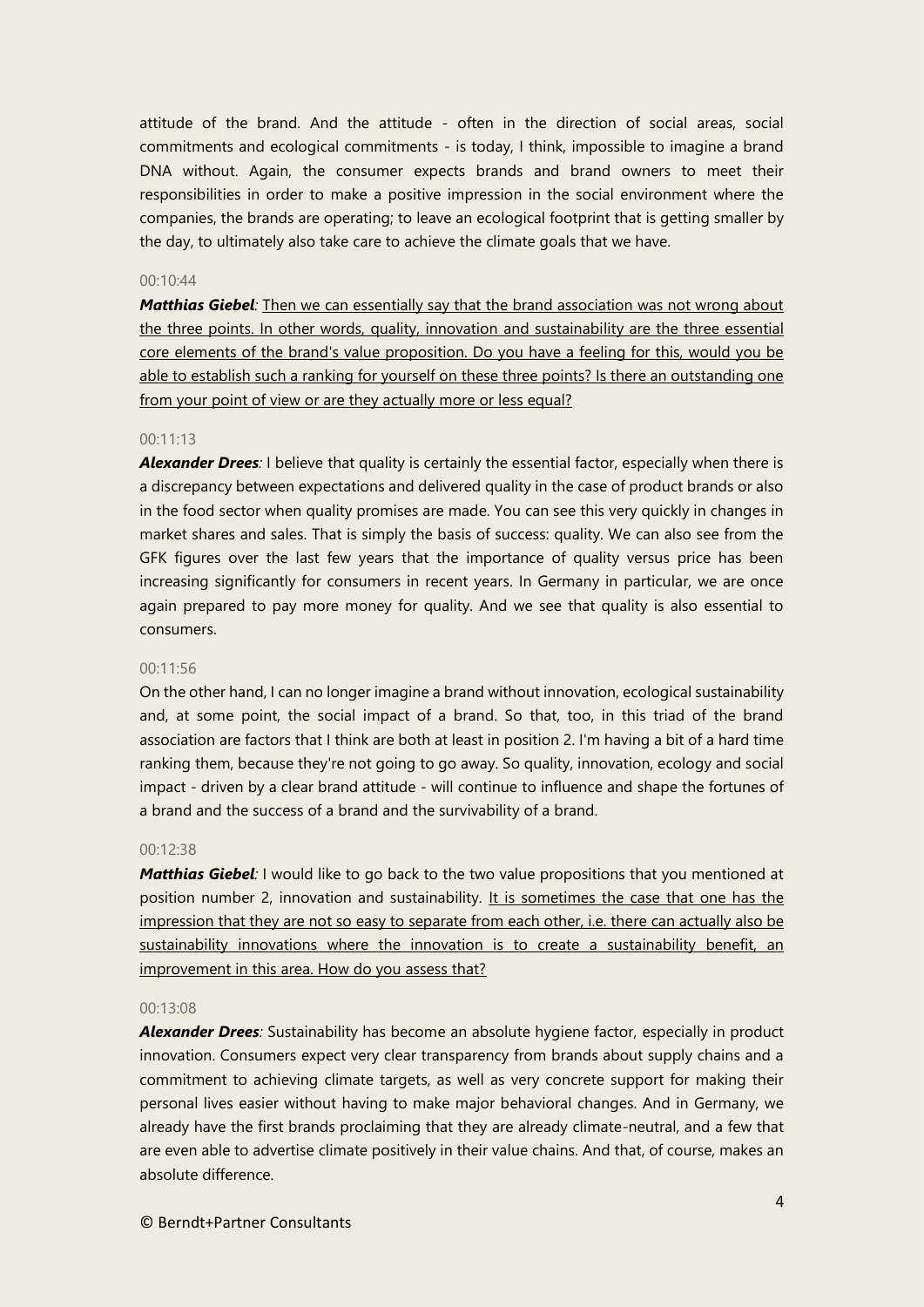attitude of the brand. And the attitude - often in the direction of social areas, social commitments and ecological commitments - is today, I think, impossible to imagine a brand DNA without. Again, the consumer expects brands and brand owners to meet their responsibilities in order to make a positive impression in the social environment where the companies, the brands are operating; to leave an ecological footprint that is getting smaller by the day, to ultimately also take care to achieve the climate goals that we have.

00:10:44

***Matthias Giebel****:* <u>Then we can essentially say that the brand association was not wrong about the three points. In other words, quality, innovation and sustainability are the three essential core elements of the brand's value proposition. Do you have a feeling for this, would you be able to establish such a ranking for yourself on these three points? Is there an outstanding one from your point of view or are they actually more or less equal?</u>

00:11:13

***Alexander Drees****:* I believe that quality is certainly the essential factor, especially when there is a discrepancy between expectations and delivered quality in the case of product brands or also in the food sector when quality promises are made. You can see this very quickly in changes in market shares and sales. That is simply the basis of success: quality. We can also see from the GFK figures over the last few years that the importance of quality versus price has been increasing significantly for consumers in recent years. In Germany in particular, we are once again prepared to pay more money for quality. And we see that quality is also essential to consumers.

00:11:56

On the other hand, I can no longer imagine a brand without innovation, ecological sustainability and, at some point, the social impact of a brand. So that, too, in this triad of the brand association are factors that I think are both at least in position 2. I'm having a bit of a hard time ranking them, because they're not going to go away. So quality, innovation, ecology and social impact - driven by a clear brand attitude - will continue to influence and shape the fortunes of a brand and the success of a brand and the survivability of a brand.

00:12:38

***Matthias Giebel****:* I would like to go back to the two value propositions that you mentioned at position number 2, innovation and sustainability. <u>It is sometimes the case that one has the impression that they are not so easy to separate from each other, i.e. there can actually also be sustainability innovations where the innovation is to create a sustainability benefit, an improvement in this area. How do you assess that?</u>

00:13:08

***Alexander Drees****:* Sustainability has become an absolute hygiene factor, especially in product innovation. Consumers expect very clear transparency from brands about supply chains and a commitment to achieving climate targets, as well as very concrete support for making their personal lives easier without having to make major behavioral changes. And in Germany, we already have the first brands proclaiming that they are already climate-neutral, and a few that are even able to advertise climate positively in their value chains. And that, of course, makes an absolute difference.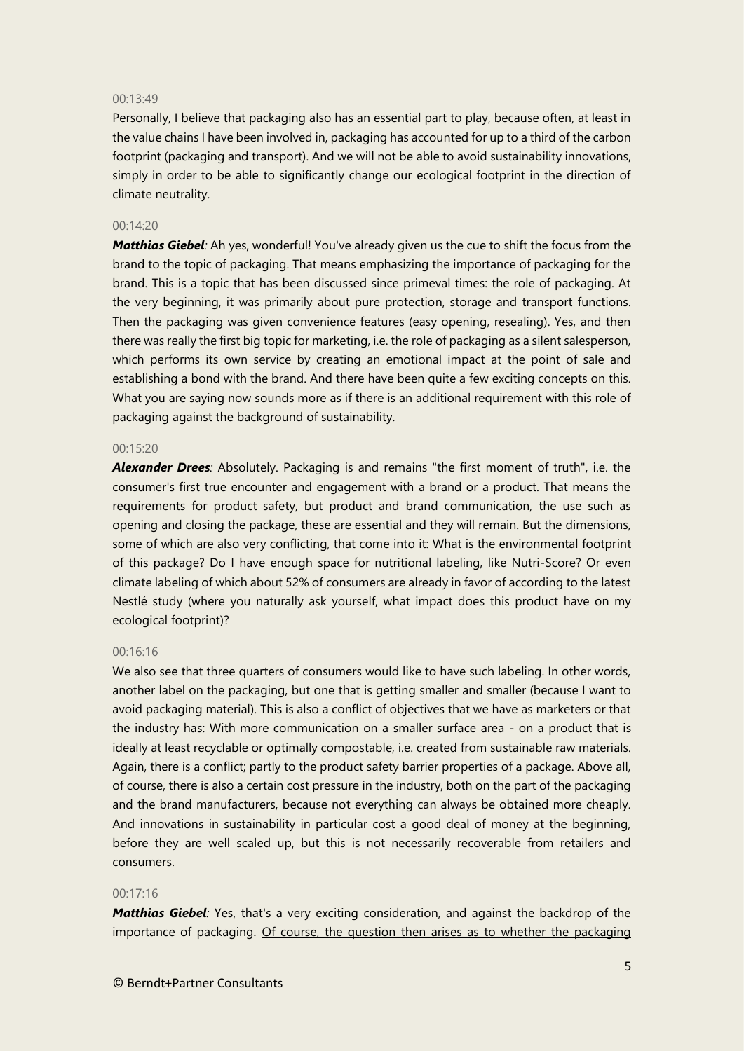00:13:49

Personally, I believe that packaging also has an essential part to play, because often, at least in the value chains I have been involved in, packaging has accounted for up to a third of the carbon footprint (packaging and transport). And we will not be able to avoid sustainability innovations, simply in order to be able to significantly change our ecological footprint in the direction of climate neutrality.

00:14:20

***Matthias Giebel**:* Ah yes, wonderful! You've already given us the cue to shift the focus from the brand to the topic of packaging. That means emphasizing the importance of packaging for the brand. This is a topic that has been discussed since primeval times: the role of packaging. At the very beginning, it was primarily about pure protection, storage and transport functions. Then the packaging was given convenience features (easy opening, resealing). Yes, and then there was really the first big topic for marketing, i.e. the role of packaging as a silent salesperson, which performs its own service by creating an emotional impact at the point of sale and establishing a bond with the brand. And there have been quite a few exciting concepts on this. What you are saying now sounds more as if there is an additional requirement with this role of packaging against the background of sustainability.

00:15:20

***Alexander Drees**:* Absolutely. Packaging is and remains "the first moment of truth", i.e. the consumer's first true encounter and engagement with a brand or a product. That means the requirements for product safety, but product and brand communication, the use such as opening and closing the package, these are essential and they will remain. But the dimensions, some of which are also very conflicting, that come into it: What is the environmental footprint of this package? Do I have enough space for nutritional labeling, like Nutri-Score? Or even climate labeling of which about 52% of consumers are already in favor of according to the latest Nestlé study (where you naturally ask yourself, what impact does this product have on my ecological footprint)?

00:16:16

We also see that three quarters of consumers would like to have such labeling. In other words, another label on the packaging, but one that is getting smaller and smaller (because I want to avoid packaging material). This is also a conflict of objectives that we have as marketers or that the industry has: With more communication on a smaller surface area - on a product that is ideally at least recyclable or optimally compostable, i.e. created from sustainable raw materials. Again, there is a conflict; partly to the product safety barrier properties of a package. Above all, of course, there is also a certain cost pressure in the industry, both on the part of the packaging and the brand manufacturers, because not everything can always be obtained more cheaply. And innovations in sustainability in particular cost a good deal of money at the beginning, before they are well scaled up, but this is not necessarily recoverable from retailers and consumers.

00:17:16

***Matthias Giebel**:* Yes, that's a very exciting consideration, and against the backdrop of the importance of packaging. <u>Of course, the question then arises as to whether the packaging</u>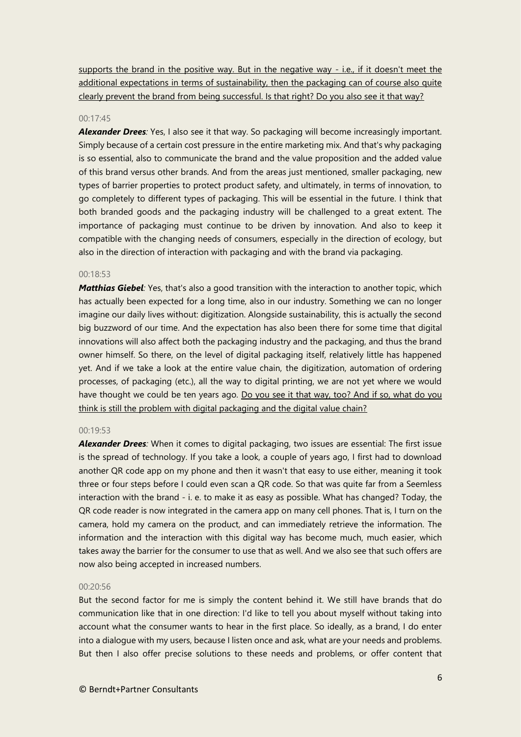<u>supports the brand in the positive way. But in the negative way - i.e., if it doesn't meet the additional expectations in terms of sustainability, then the packaging can of course also quite clearly prevent the brand from being successful. Is that right? Do you also see it that way?</u>

00:17:45

***Alexander Drees**:* Yes, I also see it that way. So packaging will become increasingly important. Simply because of a certain cost pressure in the entire marketing mix. And that's why packaging is so essential, also to communicate the brand and the value proposition and the added value of this brand versus other brands. And from the areas just mentioned, smaller packaging, new types of barrier properties to protect product safety, and ultimately, in terms of innovation, to go completely to different types of packaging. This will be essential in the future. I think that both branded goods and the packaging industry will be challenged to a great extent. The importance of packaging must continue to be driven by innovation. And also to keep it compatible with the changing needs of consumers, especially in the direction of ecology, but also in the direction of interaction with packaging and with the brand via packaging.

00:18:53

***Matthias Giebel**:* Yes, that's also a good transition with the interaction to another topic, which has actually been expected for a long time, also in our industry. Something we can no longer imagine our daily lives without: digitization. Alongside sustainability, this is actually the second big buzzword of our time. And the expectation has also been there for some time that digital innovations will also affect both the packaging industry and the packaging, and thus the brand owner himself. So there, on the level of digital packaging itself, relatively little has happened yet. And if we take a look at the entire value chain, the digitization, automation of ordering processes, of packaging (etc.), all the way to digital printing, we are not yet where we would have thought we could be ten years ago. <u>Do you see it that way, too? And if so, what do you think is still the problem with digital packaging and the digital value chain?</u>

00:19:53

***Alexander Drees**:* When it comes to digital packaging, two issues are essential: The first issue is the spread of technology. If you take a look, a couple of years ago, I first had to download another QR code app on my phone and then it wasn't that easy to use either, meaning it took three or four steps before I could even scan a QR code. So that was quite far from a Seemless interaction with the brand - i. e. to make it as easy as possible. What has changed? Today, the QR code reader is now integrated in the camera app on many cell phones. That is, I turn on the camera, hold my camera on the product, and can immediately retrieve the information. The information and the interaction with this digital way has become much, much easier, which takes away the barrier for the consumer to use that as well. And we also see that such offers are now also being accepted in increased numbers.

00:20:56

But the second factor for me is simply the content behind it. We still have brands that do communication like that in one direction: I'd like to tell you about myself without taking into account what the consumer wants to hear in the first place. So ideally, as a brand, I do enter into a dialogue with my users, because I listen once and ask, what are your needs and problems. But then I also offer precise solutions to these needs and problems, or offer content that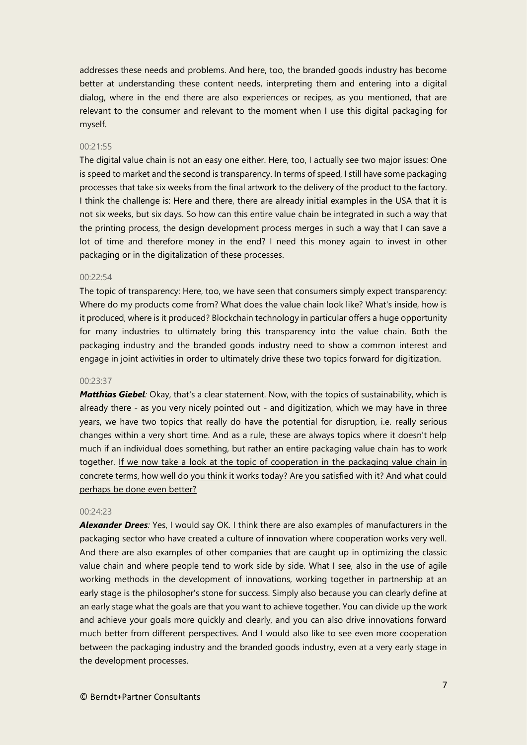addresses these needs and problems. And here, too, the branded goods industry has become better at understanding these content needs, interpreting them and entering into a digital dialog, where in the end there are also experiences or recipes, as you mentioned, that are relevant to the consumer and relevant to the moment when I use this digital packaging for myself.

00:21:55

The digital value chain is not an easy one either. Here, too, I actually see two major issues: One is speed to market and the second is transparency. In terms of speed, I still have some packaging processes that take six weeks from the final artwork to the delivery of the product to the factory. I think the challenge is: Here and there, there are already initial examples in the USA that it is not six weeks, but six days. So how can this entire value chain be integrated in such a way that the printing process, the design development process merges in such a way that I can save a lot of time and therefore money in the end? I need this money again to invest in other packaging or in the digitalization of these processes.

00:22:54

The topic of transparency: Here, too, we have seen that consumers simply expect transparency: Where do my products come from? What does the value chain look like? What's inside, how is it produced, where is it produced? Blockchain technology in particular offers a huge opportunity for many industries to ultimately bring this transparency into the value chain. Both the packaging industry and the branded goods industry need to show a common interest and engage in joint activities in order to ultimately drive these two topics forward for digitization.

00:23:37

***Matthias Giebel****:* Okay, that's a clear statement. Now, with the topics of sustainability, which is already there - as you very nicely pointed out - and digitization, which we may have in three years, we have two topics that really do have the potential for disruption, i.e. really serious changes within a very short time. And as a rule, these are always topics where it doesn't help much if an individual does something, but rather an entire packaging value chain has to work together. <u>If we now take a look at the topic of cooperation in the packaging value chain in concrete terms, how well do you think it works today? Are you satisfied with it? And what could perhaps be done even better?</u>

00:24:23

***Alexander Drees****:* Yes, I would say OK. I think there are also examples of manufacturers in the packaging sector who have created a culture of innovation where cooperation works very well. And there are also examples of other companies that are caught up in optimizing the classic value chain and where people tend to work side by side. What I see, also in the use of agile working methods in the development of innovations, working together in partnership at an early stage is the philosopher's stone for success. Simply also because you can clearly define at an early stage what the goals are that you want to achieve together. You can divide up the work and achieve your goals more quickly and clearly, and you can also drive innovations forward much better from different perspectives. And I would also like to see even more cooperation between the packaging industry and the branded goods industry, even at a very early stage in the development processes.

© Berndt+Partner Consultants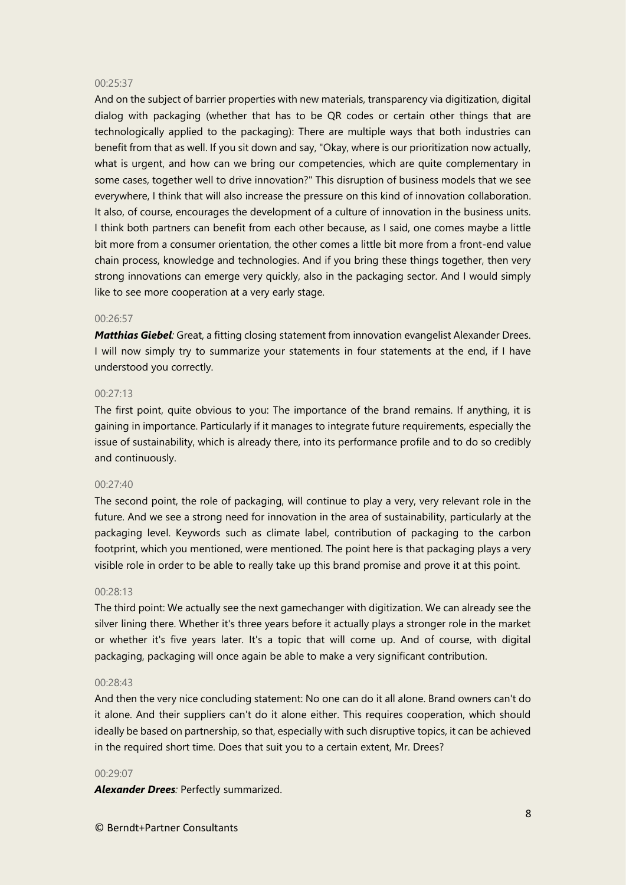00:25:37

And on the subject of barrier properties with new materials, transparency via digitization, digital dialog with packaging (whether that has to be QR codes or certain other things that are technologically applied to the packaging): There are multiple ways that both industries can benefit from that as well. If you sit down and say, "Okay, where is our prioritization now actually, what is urgent, and how can we bring our competencies, which are quite complementary in some cases, together well to drive innovation?" This disruption of business models that we see everywhere, I think that will also increase the pressure on this kind of innovation collaboration. It also, of course, encourages the development of a culture of innovation in the business units. I think both partners can benefit from each other because, as I said, one comes maybe a little bit more from a consumer orientation, the other comes a little bit more from a front-end value chain process, knowledge and technologies. And if you bring these things together, then very strong innovations can emerge very quickly, also in the packaging sector. And I would simply like to see more cooperation at a very early stage.

00:26:57

***Matthias Giebel**:* Great, a fitting closing statement from innovation evangelist Alexander Drees. I will now simply try to summarize your statements in four statements at the end, if I have understood you correctly.

00:27:13

The first point, quite obvious to you: The importance of the brand remains. If anything, it is gaining in importance. Particularly if it manages to integrate future requirements, especially the issue of sustainability, which is already there, into its performance profile and to do so credibly and continuously.

00:27:40

The second point, the role of packaging, will continue to play a very, very relevant role in the future. And we see a strong need for innovation in the area of sustainability, particularly at the packaging level. Keywords such as climate label, contribution of packaging to the carbon footprint, which you mentioned, were mentioned. The point here is that packaging plays a very visible role in order to be able to really take up this brand promise and prove it at this point.

00:28:13

The third point: We actually see the next gamechanger with digitization. We can already see the silver lining there. Whether it's three years before it actually plays a stronger role in the market or whether it's five years later. It's a topic that will come up. And of course, with digital packaging, packaging will once again be able to make a very significant contribution.

00:28:43

And then the very nice concluding statement: No one can do it all alone. Brand owners can't do it alone. And their suppliers can't do it alone either. This requires cooperation, which should ideally be based on partnership, so that, especially with such disruptive topics, it can be achieved in the required short time. Does that suit you to a certain extent, Mr. Drees?

00:29:07

***Alexander Drees**:* Perfectly summarized.

© Berndt+Partner Consultants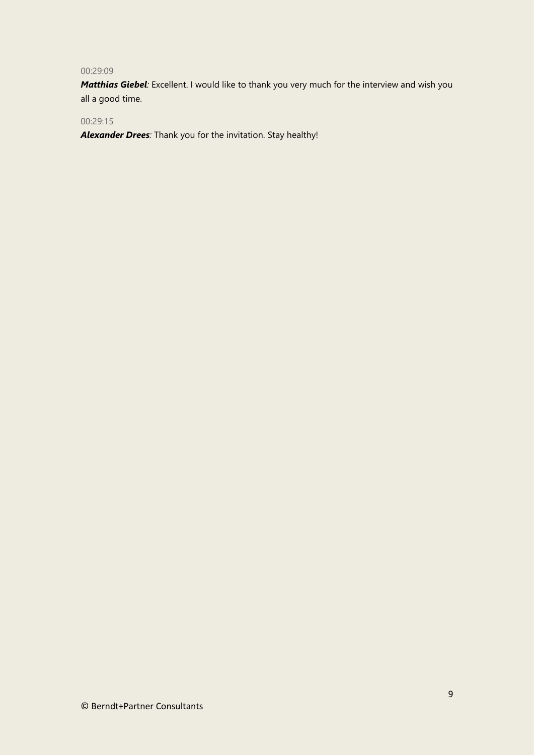00:29:09

***Matthias Giebel**:* Excellent. I would like to thank you very much for the interview and wish you all a good time.

00:29:15

***Alexander Drees**:* Thank you for the invitation. Stay healthy!